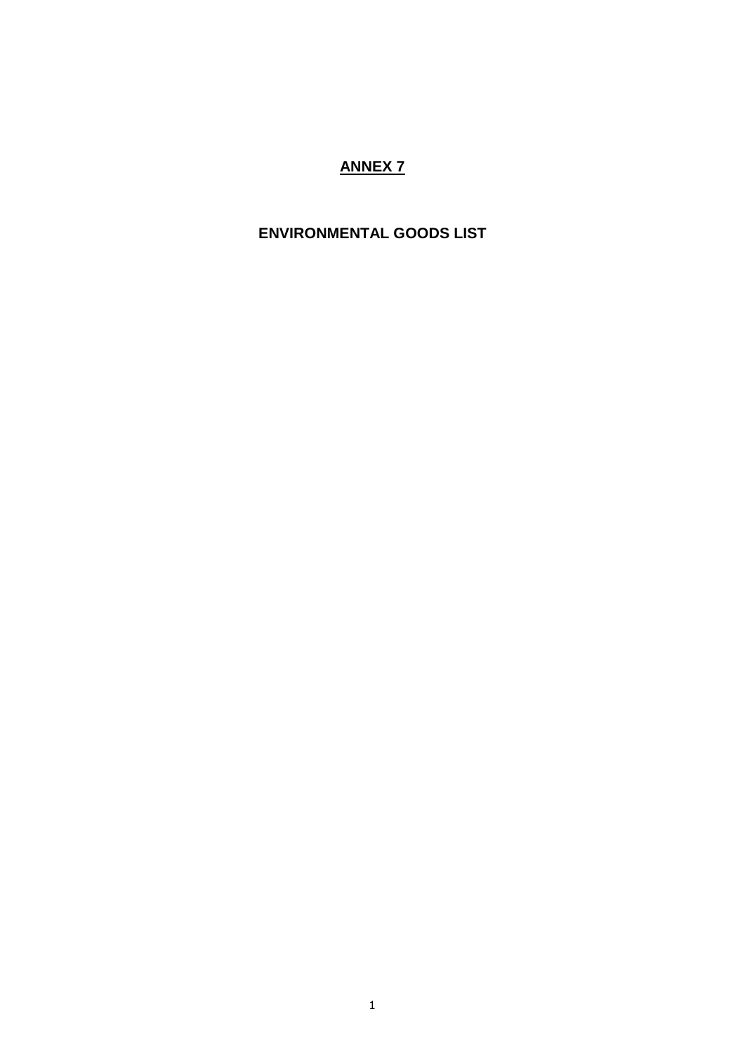# <u>ANNEX 7</u>

## ENVIRONMENTAL GOODS LIST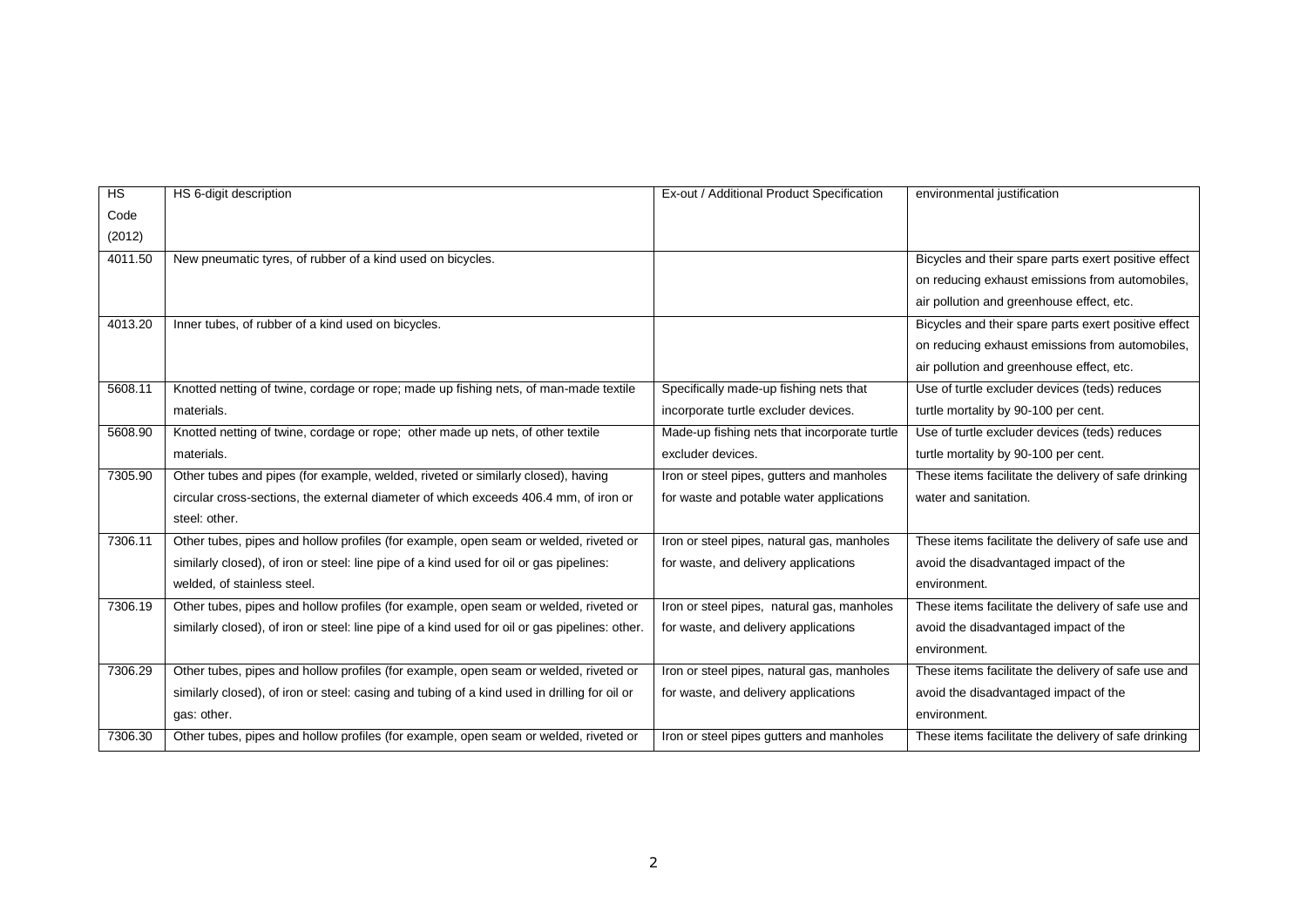| HS Code (2012) | HS 6-digit description | Ex-out / Additional Product Specification | environmental justification |
|---|---|---|---|
| 4011.50 | New pneumatic tyres, of rubber of a kind used on bicycles. | | Bicycles and their spare parts exert positive effect on reducing exhaust emissions from automobiles, air pollution and greenhouse effect, etc. |
| 4013.20 | Inner tubes, of rubber of a kind used on bicycles. | | Bicycles and their spare parts exert positive effect on reducing exhaust emissions from automobiles, air pollution and greenhouse effect, etc. |
| 5608.11 | Knotted netting of twine, cordage or rope; made up fishing nets, of man-made textile materials. | Specifically made-up fishing nets that incorporate turtle excluder devices. | Use of turtle excluder devices (teds) reduces turtle mortality by 90-100 per cent. |
| 5608.90 | Knotted netting of twine, cordage or rope; other made up nets, of other textile materials. | Made-up fishing nets that incorporate turtle excluder devices. | Use of turtle excluder devices (teds) reduces turtle mortality by 90-100 per cent. |
| 7305.90 | Other tubes and pipes (for example, welded, riveted or similarly closed), having circular cross-sections, the external diameter of which exceeds 406.4 mm, of iron or steel: other. | Iron or steel pipes, gutters and manholes for waste and potable water applications | These items facilitate the delivery of safe drinking water and sanitation. |
| 7306.11 | Other tubes, pipes and hollow profiles (for example, open seam or welded, riveted or similarly closed), of iron or steel: line pipe of a kind used for oil or gas pipelines: welded, of stainless steel. | Iron or steel pipes, natural gas, manholes for waste, and delivery applications | These items facilitate the delivery of safe use and avoid the disadvantaged impact of the environment. |
| 7306.19 | Other tubes, pipes and hollow profiles (for example, open seam or welded, riveted or similarly closed), of iron or steel: line pipe of a kind used for oil or gas pipelines: other. | Iron or steel pipes, natural gas, manholes for waste, and delivery applications | These items facilitate the delivery of safe use and avoid the disadvantaged impact of the environment. |
| 7306.29 | Other tubes, pipes and hollow profiles (for example, open seam or welded, riveted or similarly closed), of iron or steel: casing and tubing of a kind used in drilling for oil or gas: other. | Iron or steel pipes, natural gas, manholes for waste, and delivery applications | These items facilitate the delivery of safe use and avoid the disadvantaged impact of the environment. |
| 7306.30 | Other tubes, pipes and hollow profiles (for example, open seam or welded, riveted or | Iron or steel pipes gutters and manholes | These items facilitate the delivery of safe drinking |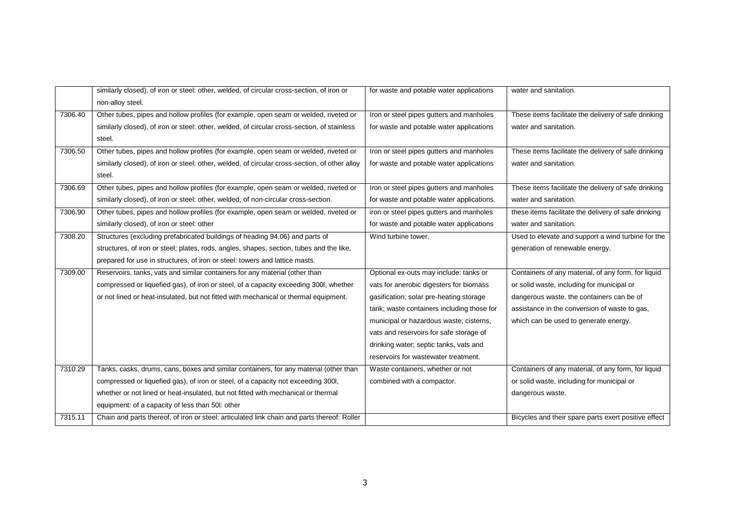|  |  |  |  |
|---|---|---|---|
|  | similarly closed), of iron or steel: other, welded, of circular cross-section, of iron or non-alloy steel. | for waste and potable water applications | water and sanitation. |
| 7306.40 | Other tubes, pipes and hollow profiles (for example, open seam or welded, riveted or similarly closed), of iron or steel: other, welded, of circular cross-section, of stainless steel. | Iron or steel pipes gutters and manholes for waste and potable water applications | These items facilitate the delivery of safe drinking water and sanitation. |
| 7306.50 | Other tubes, pipes and hollow profiles (for example, open seam or welded, riveted or similarly closed), of iron or steel: other, welded, of circular cross-section, of other alloy steel. | Iron or steel pipes gutters and manholes for waste and potable water applications | These items facilitate the delivery of safe drinking water and sanitation. |
| 7306.69 | Other tubes, pipes and hollow profiles (for example, open seam or welded, riveted or similarly closed), of iron or steel: other, welded, of non-circular cross-section. | Iron or steel pipes gutters and manholes for waste and potable water applications. | These items facilitate the delivery of safe drinking water and sanitation. |
| 7306.90 | Other tubes, pipes and hollow profiles (for example, open seam or welded, riveted or similarly closed), of iron or steel: other | iron or steel pipes gutters and manholes for waste and potable water applications | these items facilitate the delivery of safe drinking water and sanitation. |
| 7308.20 | Structures (excluding prefabricated buildings of heading 94.06) and parts of structures, of iron or steel; plates, rods, angles, shapes, section, tubes and the like, prepared for use in structures, of iron or steel: towers and lattice masts. | Wind turbine tower. | Used to elevate and support a wind turbine for the generation of renewable energy. |
| 7309.00 | Reservoirs, tanks, vats and similar containers for any material (other than compressed or liquefied gas), of iron or steel, of a capacity exceeding 300l, whether or not lined or heat-insulated, but not fitted with mechanical or thermal equipment. | Optional ex-outs may include: tanks or vats for anerobic digesters for biomass gasification; solar pre-heating storage tank; waste containers including those for municipal or hazardous waste; cisterns, vats and reservoirs for safe storage of drinking water; septic tanks, vats and reservoirs for wastewater treatment. | Containers of any material, of any form, for liquid or solid waste, including for municipal or dangerous waste. the containers can be of assistance in the conversion of waste to gas, which can be used to generate energy. |
| 7310.29 | Tanks, casks, drums, cans, boxes and similar containers, for any material (other than compressed or liquefied gas), of iron or steel, of a capacity not exceeding 300l, whether or not lined or heat-insulated, but not fitted with mechanical or thermal equipment: of a capacity of less than 50l: other | Waste containers, whether or not combined with a compactor. | Containers of any material, of any form, for liquid or solid waste, including for municipal or dangerous waste. |
| 7315.11 | Chain and parts thereof, of iron or steel: articulated link chain and parts thereof: Roller |  | Bicycles and their spare parts exert positive effect |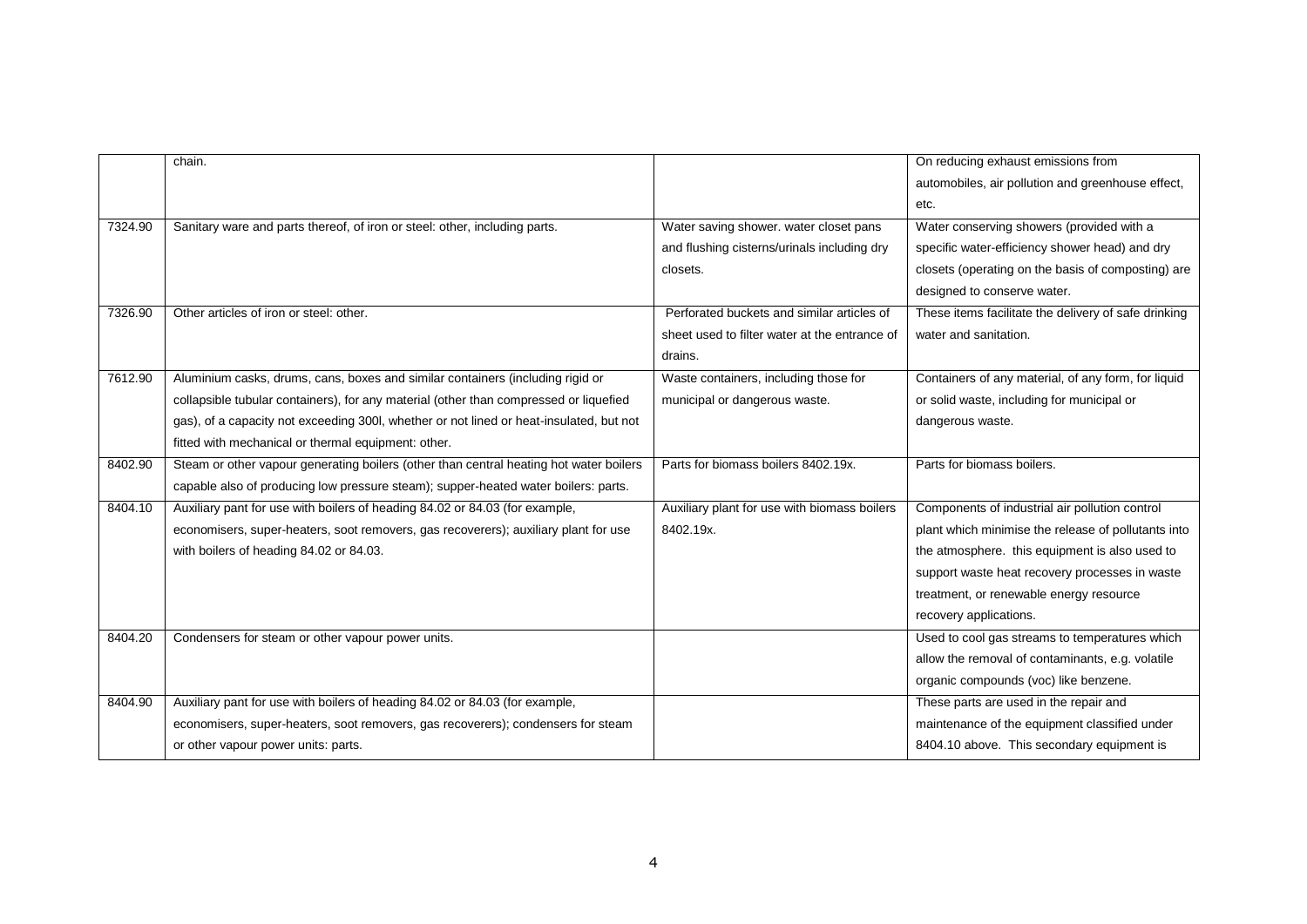|  |  |  |  |
|---|---|---|---|
|  | chain. |  | On reducing exhaust emissions from automobiles, air pollution and greenhouse effect, etc. |
| 7324.90 | Sanitary ware and parts thereof, of iron or steel: other, including parts. | Water saving shower. water closet pans and flushing cisterns/urinals including dry closets. | Water conserving showers (provided with a specific water-efficiency shower head) and dry closets (operating on the basis of composting) are designed to conserve water. |
| 7326.90 | Other articles of iron or steel: other. | Perforated buckets and similar articles of sheet used to filter water at the entrance of drains. | These items facilitate the delivery of safe drinking water and sanitation. |
| 7612.90 | Aluminium casks, drums, cans, boxes and similar containers (including rigid or collapsible tubular containers), for any material (other than compressed or liquefied gas), of a capacity not exceeding 300l, whether or not lined or heat-insulated, but not fitted with mechanical or thermal equipment: other. | Waste containers, including those for municipal or dangerous waste. | Containers of any material, of any form, for liquid or solid waste, including for municipal or dangerous waste. |
| 8402.90 | Steam or other vapour generating boilers (other than central heating hot water boilers capable also of producing low pressure steam); supper-heated water boilers: parts. | Parts for biomass boilers 8402.19x. | Parts for biomass boilers. |
| 8404.10 | Auxiliary pant for use with boilers of heading 84.02 or 84.03 (for example, economisers, super-heaters, soot removers, gas recoverers); auxiliary plant for use with boilers of heading 84.02 or 84.03. | Auxiliary plant for use with biomass boilers 8402.19x. | Components of industrial air pollution control plant which minimise the release of pollutants into the atmosphere. this equipment is also used to support waste heat recovery processes in waste treatment, or renewable energy resource recovery applications. |
| 8404.20 | Condensers for steam or other vapour power units. |  | Used to cool gas streams to temperatures which allow the removal of contaminants, e.g. volatile organic compounds (voc) like benzene. |
| 8404.90 | Auxiliary pant for use with boilers of heading 84.02 or 84.03 (for example, economisers, super-heaters, soot removers, gas recoverers); condensers for steam or other vapour power units: parts. |  | These parts are used in the repair and maintenance of the equipment classified under 8404.10 above. This secondary equipment is |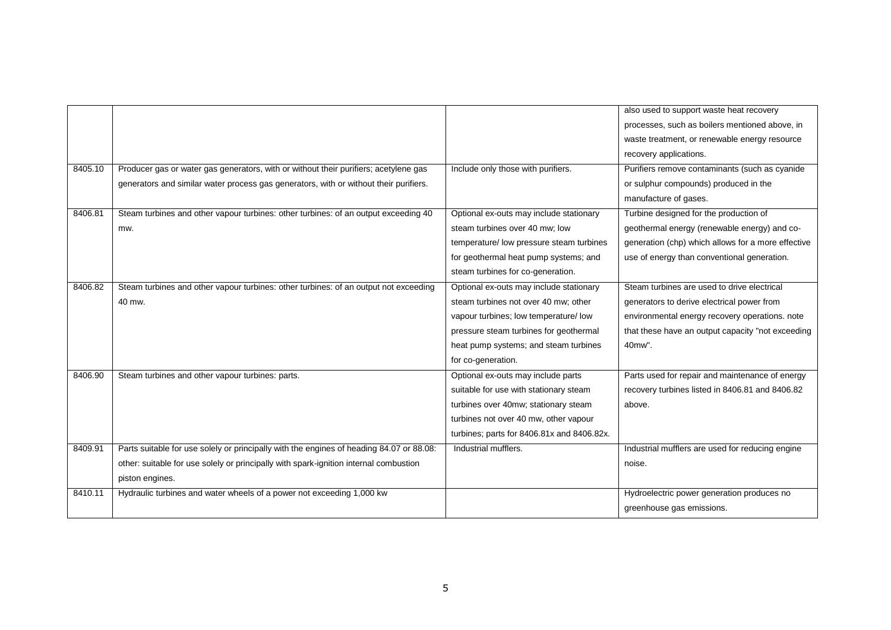| | | | |
|---|---|---|---|
| | | | also used to support waste heat recovery processes, such as boilers mentioned above, in waste treatment, or renewable energy resource recovery applications. |
| 8405.10 | Producer gas or water gas generators, with or without their purifiers; acetylene gas generators and similar water process gas generators, with or without their purifiers. | Include only those with purifiers. | Purifiers remove contaminants (such as cyanide or sulphur compounds) produced in the manufacture of gases. |
| 8406.81 | Steam turbines and other vapour turbines: other turbines: of an output exceeding 40 mw. | Optional ex-outs may include stationary steam turbines over 40 mw; low temperature/ low pressure steam turbines for geothermal heat pump systems; and steam turbines for co-generation. | Turbine designed for the production of geothermal energy (renewable energy) and co-generation (chp) which allows for a more effective use of energy than conventional generation. |
| 8406.82 | Steam turbines and other vapour turbines: other turbines: of an output not exceeding 40 mw. | Optional ex-outs may include stationary steam turbines not over 40 mw; other vapour turbines; low temperature/ low pressure steam turbines for geothermal heat pump systems; and steam turbines for co-generation. | Steam turbines are used to drive electrical generators to derive electrical power from environmental energy recovery operations. note that these have an output capacity "not exceeding 40mw". |
| 8406.90 | Steam turbines and other vapour turbines: parts. | Optional ex-outs may include parts suitable for use with stationary steam turbines over 40mw; stationary steam turbines not over 40 mw, other vapour turbines; parts for 8406.81x and 8406.82x. | Parts used for repair and maintenance of energy recovery turbines listed in 8406.81 and 8406.82 above. |
| 8409.91 | Parts suitable for use solely or principally with the engines of heading 84.07 or 88.08: other: suitable for use solely or principally with spark-ignition internal combustion piston engines. | Industrial mufflers. | Industrial mufflers are used for reducing engine noise. |
| 8410.11 | Hydraulic turbines and water wheels of a power not exceeding 1,000 kw | | Hydroelectric power generation produces no greenhouse gas emissions. |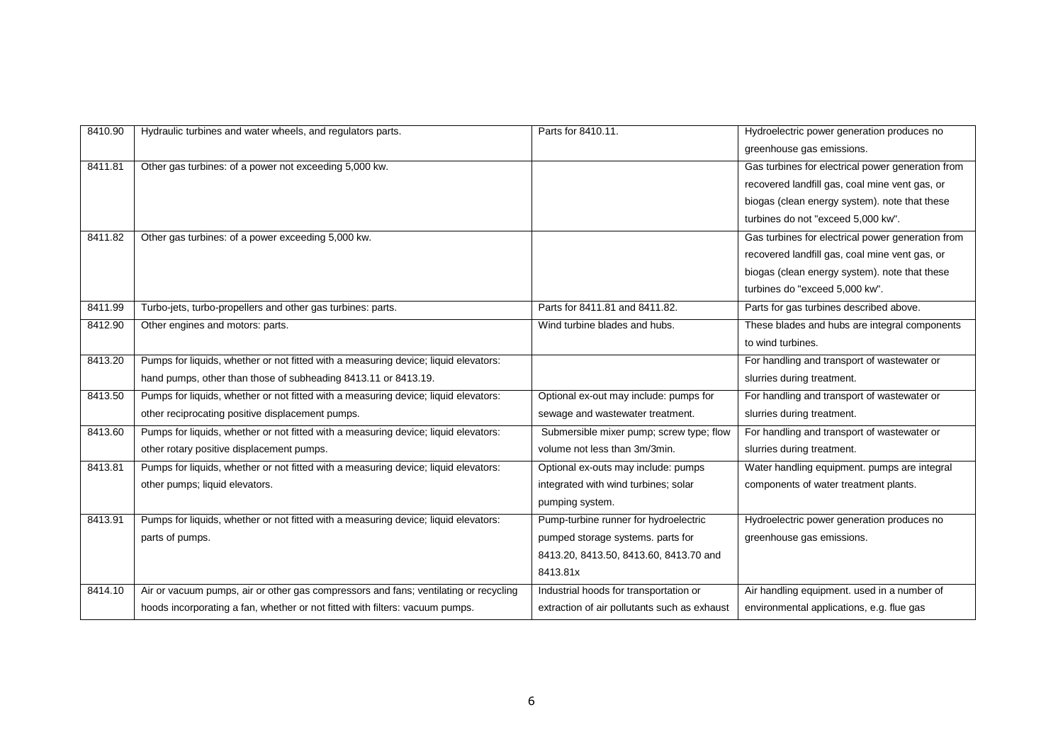| | | | |
|---|---|---|---|
| 8410.90 | Hydraulic turbines and water wheels, and regulators parts. | Parts for 8410.11. | Hydroelectric power generation produces no greenhouse gas emissions. |
| 8411.81 | Other gas turbines: of a power not exceeding 5,000 kw. | | Gas turbines for electrical power generation from recovered landfill gas, coal mine vent gas, or biogas (clean energy system). note that these turbines do not "exceed 5,000 kw". |
| 8411.82 | Other gas turbines: of a power exceeding 5,000 kw. | | Gas turbines for electrical power generation from recovered landfill gas, coal mine vent gas, or biogas (clean energy system). note that these turbines do "exceed 5,000 kw". |
| 8411.99 | Turbo-jets, turbo-propellers and other gas turbines: parts. | Parts for 8411.81 and 8411.82. | Parts for gas turbines described above. |
| 8412.90 | Other engines and motors: parts. | Wind turbine blades and hubs. | These blades and hubs are integral components to wind turbines. |
| 8413.20 | Pumps for liquids, whether or not fitted with a measuring device; liquid elevators: hand pumps, other than those of subheading 8413.11 or 8413.19. | | For handling and transport of wastewater or slurries during treatment. |
| 8413.50 | Pumps for liquids, whether or not fitted with a measuring device; liquid elevators: other reciprocating positive displacement pumps. | Optional ex-out may include: pumps for sewage and wastewater treatment. | For handling and transport of wastewater or slurries during treatment. |
| 8413.60 | Pumps for liquids, whether or not fitted with a measuring device; liquid elevators: other rotary positive displacement pumps. | Submersible mixer pump; screw type; flow volume not less than 3m/3min. | For handling and transport of wastewater or slurries during treatment. |
| 8413.81 | Pumps for liquids, whether or not fitted with a measuring device; liquid elevators: other pumps; liquid elevators. | Optional ex-outs may include: pumps integrated with wind turbines; solar pumping system. | Water handling equipment. pumps are integral components of water treatment plants. |
| 8413.91 | Pumps for liquids, whether or not fitted with a measuring device; liquid elevators: parts of pumps. | Pump-turbine runner for hydroelectric pumped storage systems. parts for 8413.20, 8413.50, 8413.60, 8413.70 and 8413.81x | Hydroelectric power generation produces no greenhouse gas emissions. |
| 8414.10 | Air or vacuum pumps, air or other gas compressors and fans; ventilating or recycling hoods incorporating a fan, whether or not fitted with filters: vacuum pumps. | Industrial hoods for transportation or extraction of air pollutants such as exhaust | Air handling equipment. used in a number of environmental applications, e.g. flue gas |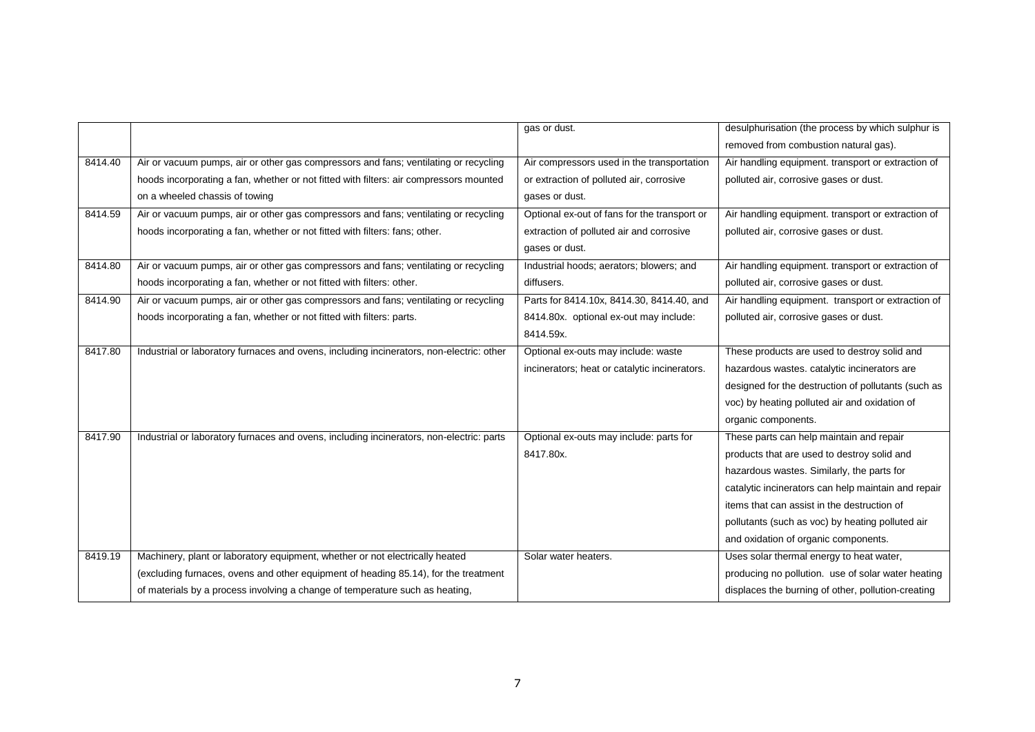| | | | |
|---|---|---|---|
| | | gas or dust. | desulphurisation (the process by which sulphur is removed from combustion natural gas). |
| 8414.40 | Air or vacuum pumps, air or other gas compressors and fans; ventilating or recycling hoods incorporating a fan, whether or not fitted with filters: air compressors mounted on a wheeled chassis of towing | Air compressors used in the transportation or extraction of polluted air, corrosive gases or dust. | Air handling equipment. transport or extraction of polluted air, corrosive gases or dust. |
| 8414.59 | Air or vacuum pumps, air or other gas compressors and fans; ventilating or recycling hoods incorporating a fan, whether or not fitted with filters: fans; other. | Optional ex-out of fans for the transport or extraction of polluted air and corrosive gases or dust. | Air handling equipment. transport or extraction of polluted air, corrosive gases or dust. |
| 8414.80 | Air or vacuum pumps, air or other gas compressors and fans; ventilating or recycling hoods incorporating a fan, whether or not fitted with filters: other. | Industrial hoods; aerators; blowers; and diffusers. | Air handling equipment. transport or extraction of polluted air, corrosive gases or dust. |
| 8414.90 | Air or vacuum pumps, air or other gas compressors and fans; ventilating or recycling hoods incorporating a fan, whether or not fitted with filters: parts. | Parts for 8414.10x, 8414.30, 8414.40, and 8414.80x. optional ex-out may include: 8414.59x. | Air handling equipment. transport or extraction of polluted air, corrosive gases or dust. |
| 8417.80 | Industrial or laboratory furnaces and ovens, including incinerators, non-electric: other | Optional ex-outs may include: waste incinerators; heat or catalytic incinerators. | These products are used to destroy solid and hazardous wastes. catalytic incinerators are designed for the destruction of pollutants (such as voc) by heating polluted air and oxidation of organic components. |
| 8417.90 | Industrial or laboratory furnaces and ovens, including incinerators, non-electric: parts | Optional ex-outs may include: parts for 8417.80x. | These parts can help maintain and repair products that are used to destroy solid and hazardous wastes. Similarly, the parts for catalytic incinerators can help maintain and repair items that can assist in the destruction of pollutants (such as voc) by heating polluted air and oxidation of organic components. |
| 8419.19 | Machinery, plant or laboratory equipment, whether or not electrically heated (excluding furnaces, ovens and other equipment of heading 85.14), for the treatment of materials by a process involving a change of temperature such as heating, | Solar water heaters. | Uses solar thermal energy to heat water, producing no pollution. use of solar water heating displaces the burning of other, pollution-creating |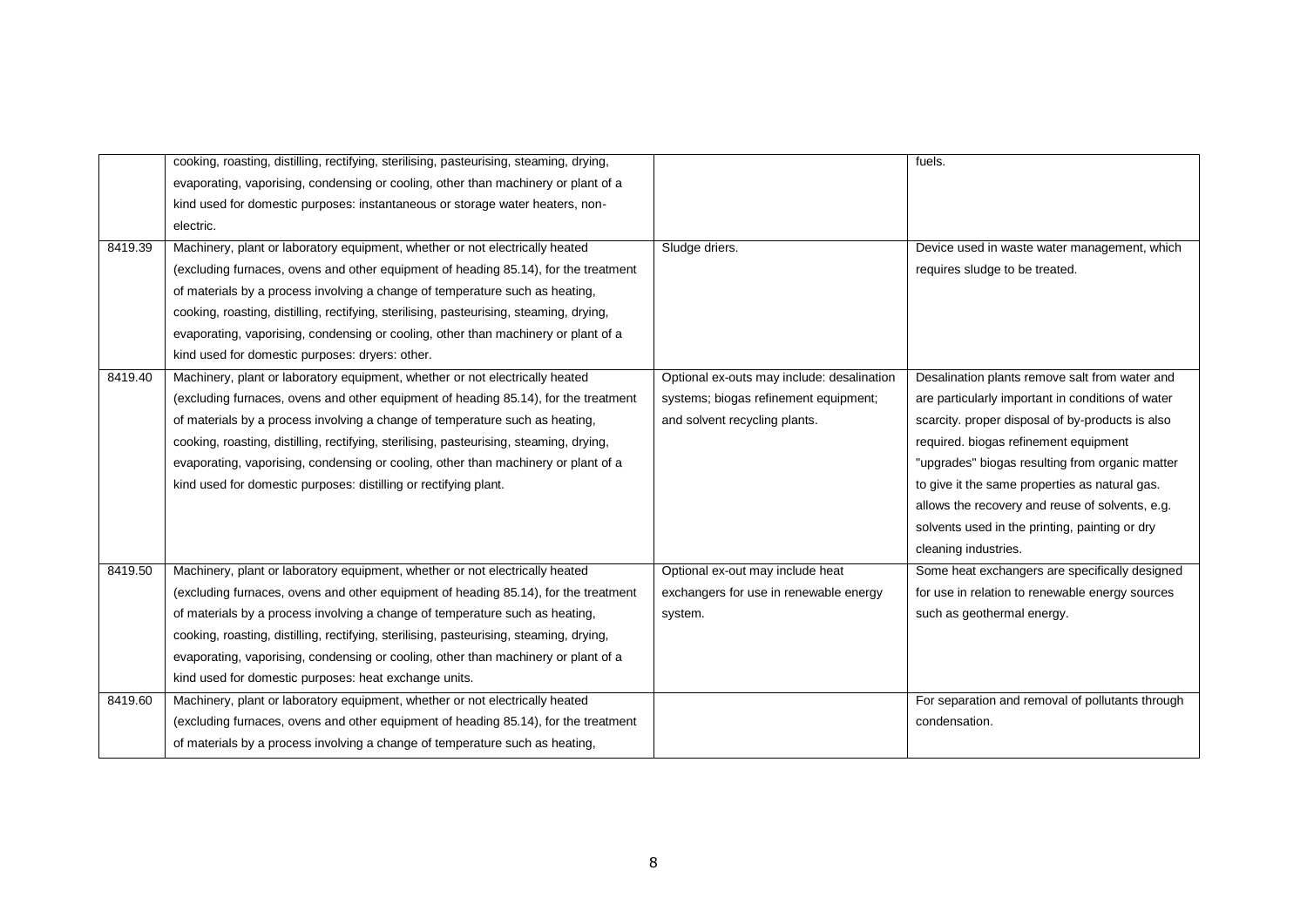| | | | |
|---|---|---|---|
| | cooking, roasting, distilling, rectifying, sterilising, pasteurising, steaming, drying, evaporating, vaporising, condensing or cooling, other than machinery or plant of a kind used for domestic purposes: instantaneous or storage water heaters, non-electric. | | fuels. |
| 8419.39 | Machinery, plant or laboratory equipment, whether or not electrically heated (excluding furnaces, ovens and other equipment of heading 85.14), for the treatment of materials by a process involving a change of temperature such as heating, cooking, roasting, distilling, rectifying, sterilising, pasteurising, steaming, drying, evaporating, vaporising, condensing or cooling, other than machinery or plant of a kind used for domestic purposes: dryers: other. | Sludge driers. | Device used in waste water management, which requires sludge to be treated. |
| 8419.40 | Machinery, plant or laboratory equipment, whether or not electrically heated (excluding furnaces, ovens and other equipment of heading 85.14), for the treatment of materials by a process involving a change of temperature such as heating, cooking, roasting, distilling, rectifying, sterilising, pasteurising, steaming, drying, evaporating, vaporising, condensing or cooling, other than machinery or plant of a kind used for domestic purposes: distilling or rectifying plant. | Optional ex-outs may include: desalination systems; biogas refinement equipment; and solvent recycling plants. | Desalination plants remove salt from water and are particularly important in conditions of water scarcity. proper disposal of by-products is also required. biogas refinement equipment "upgrades" biogas resulting from organic matter to give it the same properties as natural gas. allows the recovery and reuse of solvents, e.g. solvents used in the printing, painting or dry cleaning industries. |
| 8419.50 | Machinery, plant or laboratory equipment, whether or not electrically heated (excluding furnaces, ovens and other equipment of heading 85.14), for the treatment of materials by a process involving a change of temperature such as heating, cooking, roasting, distilling, rectifying, sterilising, pasteurising, steaming, drying, evaporating, vaporising, condensing or cooling, other than machinery or plant of a kind used for domestic purposes: heat exchange units. | Optional ex-out may include heat exchangers for use in renewable energy system. | Some heat exchangers are specifically designed for use in relation to renewable energy sources such as geothermal energy. |
| 8419.60 | Machinery, plant or laboratory equipment, whether or not electrically heated (excluding furnaces, ovens and other equipment of heading 85.14), for the treatment of materials by a process involving a change of temperature such as heating, | | For separation and removal of pollutants through condensation. |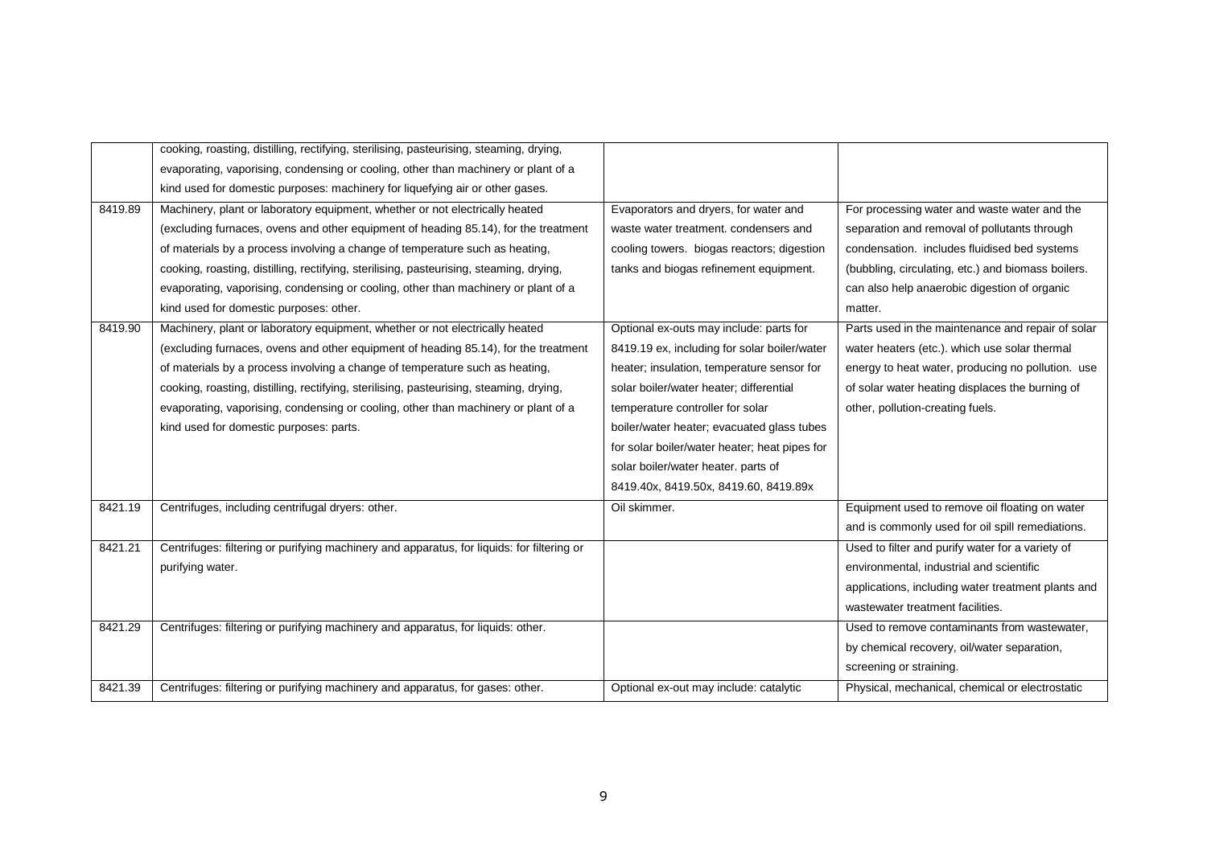| | | | |
|---|---|---|---|
| | cooking, roasting, distilling, rectifying, sterilising, pasteurising, steaming, drying, evaporating, vaporising, condensing or cooling, other than machinery or plant of a kind used for domestic purposes: machinery for liquefying air or other gases. | | |
| 8419.89 | Machinery, plant or laboratory equipment, whether or not electrically heated (excluding furnaces, ovens and other equipment of heading 85.14), for the treatment of materials by a process involving a change of temperature such as heating, cooking, roasting, distilling, rectifying, sterilising, pasteurising, steaming, drying, evaporating, vaporising, condensing or cooling, other than machinery or plant of a kind used for domestic purposes: other. | Evaporators and dryers, for water and waste water treatment. condensers and cooling towers. biogas reactors; digestion tanks and biogas refinement equipment. | For processing water and waste water and the separation and removal of pollutants through condensation. includes fluidised bed systems (bubbling, circulating, etc.) and biomass boilers. can also help anaerobic digestion of organic matter. |
| 8419.90 | Machinery, plant or laboratory equipment, whether or not electrically heated (excluding furnaces, ovens and other equipment of heading 85.14), for the treatment of materials by a process involving a change of temperature such as heating, cooking, roasting, distilling, rectifying, sterilising, pasteurising, steaming, drying, evaporating, vaporising, condensing or cooling, other than machinery or plant of a kind used for domestic purposes: parts. | Optional ex-outs may include: parts for 8419.19 ex, including for solar boiler/water heater; insulation, temperature sensor for solar boiler/water heater; differential temperature controller for solar boiler/water heater; evacuated glass tubes for solar boiler/water heater; heat pipes for solar boiler/water heater. parts of 8419.40x, 8419.50x, 8419.60, 8419.89x | Parts used in the maintenance and repair of solar water heaters (etc.). which use solar thermal energy to heat water, producing no pollution. use of solar water heating displaces the burning of other, pollution-creating fuels. |
| 8421.19 | Centrifuges, including centrifugal dryers: other. | Oil skimmer. | Equipment used to remove oil floating on water and is commonly used for oil spill remediations. |
| 8421.21 | Centrifuges: filtering or purifying machinery and apparatus, for liquids: for filtering or purifying water. | | Used to filter and purify water for a variety of environmental, industrial and scientific applications, including water treatment plants and wastewater treatment facilities. |
| 8421.29 | Centrifuges: filtering or purifying machinery and apparatus, for liquids: other. | | Used to remove contaminants from wastewater, by chemical recovery, oil/water separation, screening or straining. |
| 8421.39 | Centrifuges: filtering or purifying machinery and apparatus, for gases: other. | Optional ex-out may include: catalytic | Physical, mechanical, chemical or electrostatic |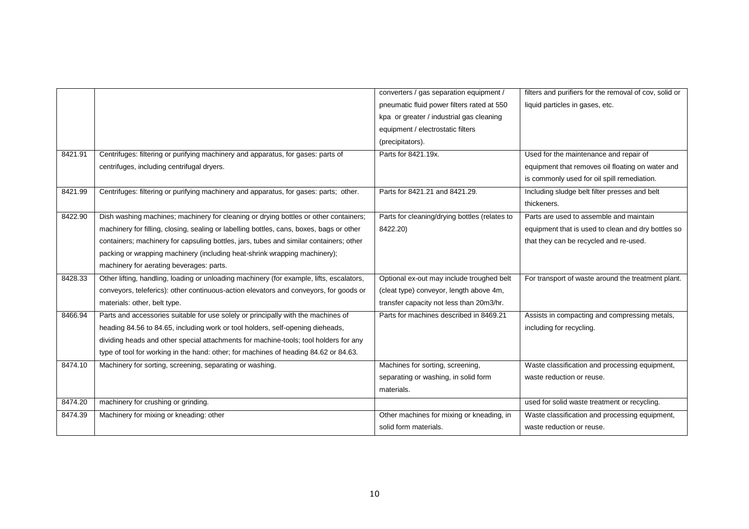| | | | |
|---|---|---|---|
| | | converters / gas separation equipment / pneumatic fluid power filters rated at 550 kpa or greater / industrial gas cleaning equipment / electrostatic filters (precipitators). | filters and purifiers for the removal of cov, solid or liquid particles in gases, etc. |
| 8421.91 | Centrifuges: filtering or purifying machinery and apparatus, for gases: parts of centrifuges, including centrifugal dryers. | Parts for 8421.19x. | Used for the maintenance and repair of equipment that removes oil floating on water and is commonly used for oil spill remediation. |
| 8421.99 | Centrifuges: filtering or purifying machinery and apparatus, for gases: parts; other. | Parts for 8421.21 and 8421.29. | Including sludge belt filter presses and belt thickeners. |
| 8422.90 | Dish washing machines; machinery for cleaning or drying bottles or other containers; machinery for filling, closing, sealing or labelling bottles, cans, boxes, bags or other containers; machinery for capsuling bottles, jars, tubes and similar containers; other packing or wrapping machinery (including heat-shrink wrapping machinery); machinery for aerating beverages: parts. | Parts for cleaning/drying bottles (relates to 8422.20) | Parts are used to assemble and maintain equipment that is used to clean and dry bottles so that they can be recycled and re-used. |
| 8428.33 | Other lifting, handling, loading or unloading machinery (for example, lifts, escalators, conveyors, teleferics): other continuous-action elevators and conveyors, for goods or materials: other, belt type. | Optional ex-out may include troughed belt (cleat type) conveyor, length above 4m, transfer capacity not less than 20m3/hr. | For transport of waste around the treatment plant. |
| 8466.94 | Parts and accessories suitable for use solely or principally with the machines of heading 84.56 to 84.65, including work or tool holders, self-opening dieheads, dividing heads and other special attachments for machine-tools; tool holders for any type of tool for working in the hand: other; for machines of heading 84.62 or 84.63. | Parts for machines described in 8469.21 | Assists in compacting and compressing metals, including for recycling. |
| 8474.10 | Machinery for sorting, screening, separating or washing. | Machines for sorting, screening, separating or washing, in solid form materials. | Waste classification and processing equipment, waste reduction or reuse. |
| 8474.20 | machinery for crushing or grinding. | | used for solid waste treatment or recycling. |
| 8474.39 | Machinery for mixing or kneading: other | Other machines for mixing or kneading, in solid form materials. | Waste classification and processing equipment, waste reduction or reuse. |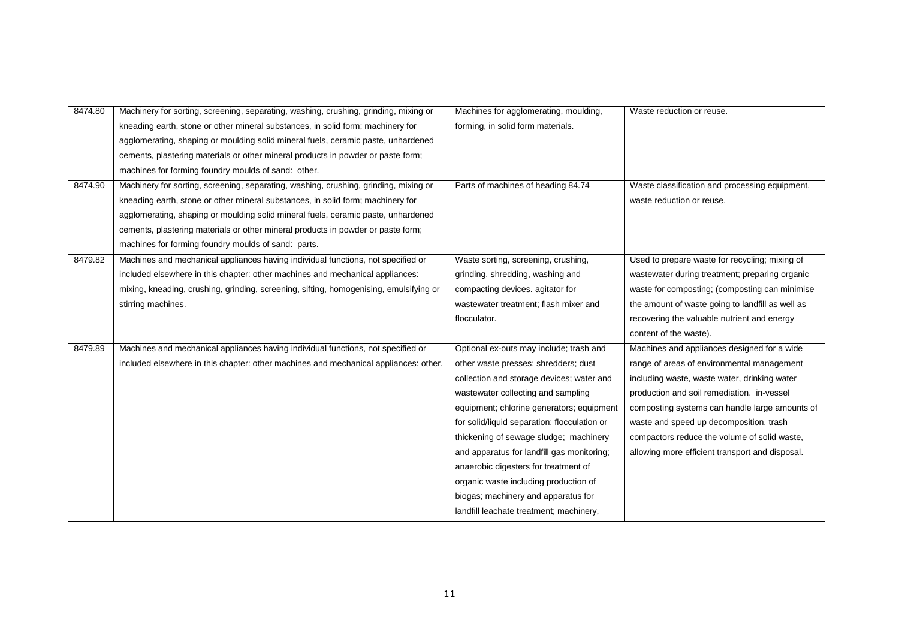| 8474.80 | Machinery for sorting, screening, separating, washing, crushing, grinding, mixing or kneading earth, stone or other mineral substances, in solid form; machinery for agglomerating, shaping or moulding solid mineral fuels, ceramic paste, unhardened cements, plastering materials or other mineral products in powder or paste form; machines for forming foundry moulds of sand: other. | Machines for agglomerating, moulding, forming, in solid form materials. | Waste reduction or reuse. |
|---|---|---|---|
| 8474.90 | Machinery for sorting, screening, separating, washing, crushing, grinding, mixing or kneading earth, stone or other mineral substances, in solid form; machinery for agglomerating, shaping or moulding solid mineral fuels, ceramic paste, unhardened cements, plastering materials or other mineral products in powder or paste form; machines for forming foundry moulds of sand: parts. | Parts of machines of heading 84.74 | Waste classification and processing equipment, waste reduction or reuse. |
| 8479.82 | Machines and mechanical appliances having individual functions, not specified or included elsewhere in this chapter: other machines and mechanical appliances: mixing, kneading, crushing, grinding, screening, sifting, homogenising, emulsifying or stirring machines. | Waste sorting, screening, crushing, grinding, shredding, washing and compacting devices. agitator for wastewater treatment; flash mixer and flocculator. | Used to prepare waste for recycling; mixing of wastewater during treatment; preparing organic waste for composting; (composting can minimise the amount of waste going to landfill as well as recovering the valuable nutrient and energy content of the waste). |
| 8479.89 | Machines and mechanical appliances having individual functions, not specified or included elsewhere in this chapter: other machines and mechanical appliances: other. | Optional ex-outs may include; trash and other waste presses; shredders; dust collection and storage devices; water and wastewater collecting and sampling equipment; chlorine generators; equipment for solid/liquid separation; flocculation or thickening of sewage sludge; machinery and apparatus for landfill gas monitoring; anaerobic digesters for treatment of organic waste including production of biogas; machinery and apparatus for landfill leachate treatment; machinery, | Machines and appliances designed for a wide range of areas of environmental management including waste, waste water, drinking water production and soil remediation. in-vessel composting systems can handle large amounts of waste and speed up decomposition. trash compactors reduce the volume of solid waste, allowing more efficient transport and disposal. |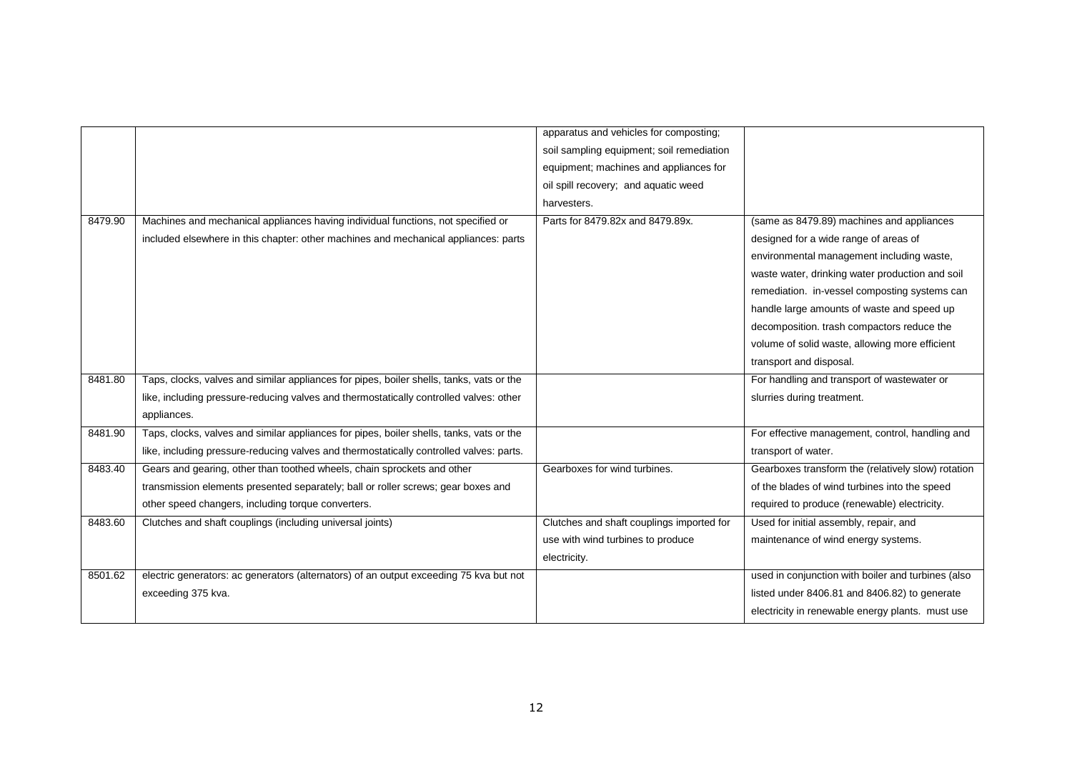| | | | |
|---|---|---|---|
| | | apparatus and vehicles for composting; soil sampling equipment; soil remediation equipment; machines and appliances for oil spill recovery; and aquatic weed harvesters. | |
| 8479.90 | Machines and mechanical appliances having individual functions, not specified or included elsewhere in this chapter: other machines and mechanical appliances: parts | Parts for 8479.82x and 8479.89x. | (same as 8479.89) machines and appliances designed for a wide range of areas of environmental management including waste, waste water, drinking water production and soil remediation. in-vessel composting systems can handle large amounts of waste and speed up decomposition. trash compactors reduce the volume of solid waste, allowing more efficient transport and disposal. |
| 8481.80 | Taps, clocks, valves and similar appliances for pipes, boiler shells, tanks, vats or the like, including pressure-reducing valves and thermostatically controlled valves: other appliances. | | For handling and transport of wastewater or slurries during treatment. |
| 8481.90 | Taps, clocks, valves and similar appliances for pipes, boiler shells, tanks, vats or the like, including pressure-reducing valves and thermostatically controlled valves: parts. | | For effective management, control, handling and transport of water. |
| 8483.40 | Gears and gearing, other than toothed wheels, chain sprockets and other transmission elements presented separately; ball or roller screws; gear boxes and other speed changers, including torque converters. | Gearboxes for wind turbines. | Gearboxes transform the (relatively slow) rotation of the blades of wind turbines into the speed required to produce (renewable) electricity. |
| 8483.60 | Clutches and shaft couplings (including universal joints) | Clutches and shaft couplings imported for use with wind turbines to produce electricity. | Used for initial assembly, repair, and maintenance of wind energy systems. |
| 8501.62 | electric generators: ac generators (alternators) of an output exceeding 75 kva but not exceeding 375 kva. | | used in conjunction with boiler and turbines (also listed under 8406.81 and 8406.82) to generate electricity in renewable energy plants. must use |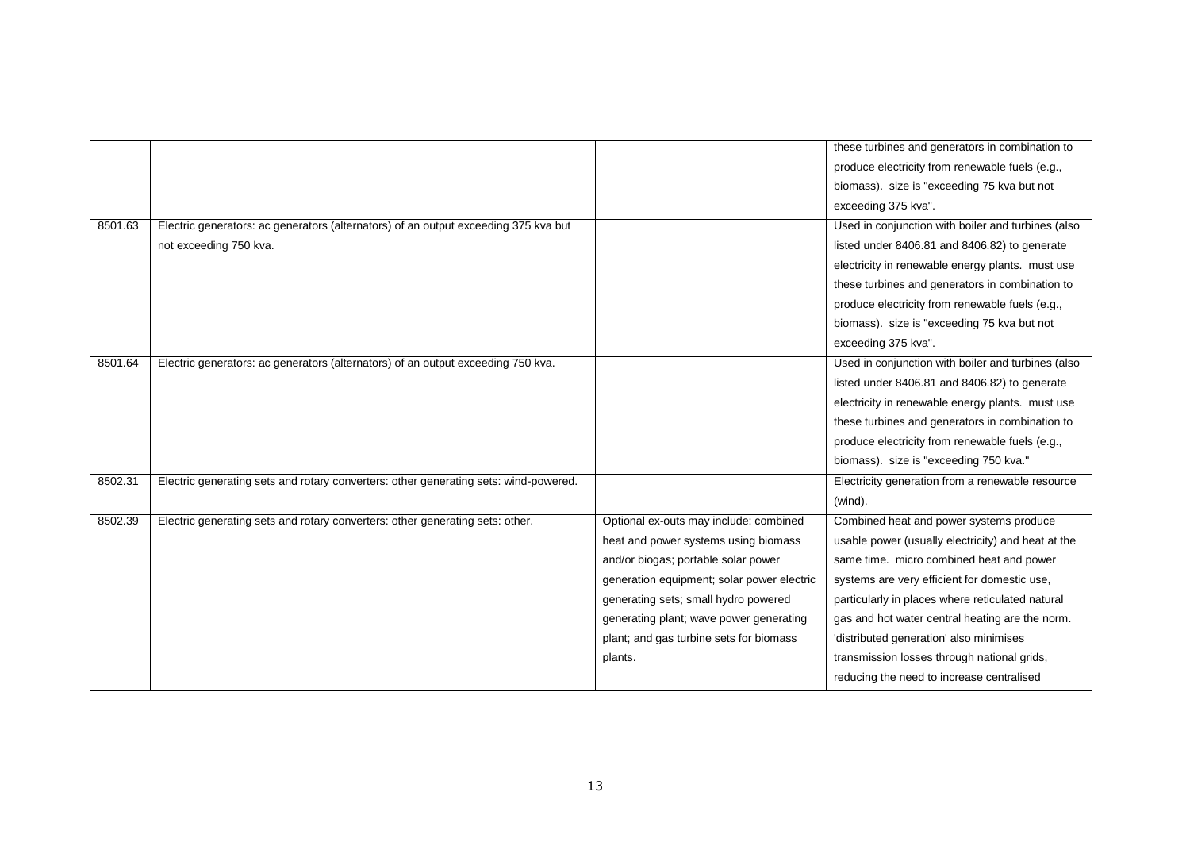| | | | |
|---|---|---|---|
| | | | these turbines and generators in combination to produce electricity from renewable fuels (e.g., biomass). size is "exceeding 75 kva but not exceeding 375 kva". |
| 8501.63 | Electric generators: ac generators (alternators) of an output exceeding 375 kva but not exceeding 750 kva. | | Used in conjunction with boiler and turbines (also listed under 8406.81 and 8406.82) to generate electricity in renewable energy plants. must use these turbines and generators in combination to produce electricity from renewable fuels (e.g., biomass). size is "exceeding 75 kva but not exceeding 375 kva". |
| 8501.64 | Electric generators: ac generators (alternators) of an output exceeding 750 kva. | | Used in conjunction with boiler and turbines (also listed under 8406.81 and 8406.82) to generate electricity in renewable energy plants. must use these turbines and generators in combination to produce electricity from renewable fuels (e.g., biomass). size is "exceeding 750 kva." |
| 8502.31 | Electric generating sets and rotary converters: other generating sets: wind-powered. | | Electricity generation from a renewable resource (wind). |
| 8502.39 | Electric generating sets and rotary converters: other generating sets: other. | Optional ex-outs may include: combined heat and power systems using biomass and/or biogas; portable solar power generation equipment; solar power electric generating sets; small hydro powered generating plant; wave power generating plant; and gas turbine sets for biomass plants. | Combined heat and power systems produce usable power (usually electricity) and heat at the same time. micro combined heat and power systems are very efficient for domestic use, particularly in places where reticulated natural gas and hot water central heating are the norm. 'distributed generation' also minimises transmission losses through national grids, reducing the need to increase centralised |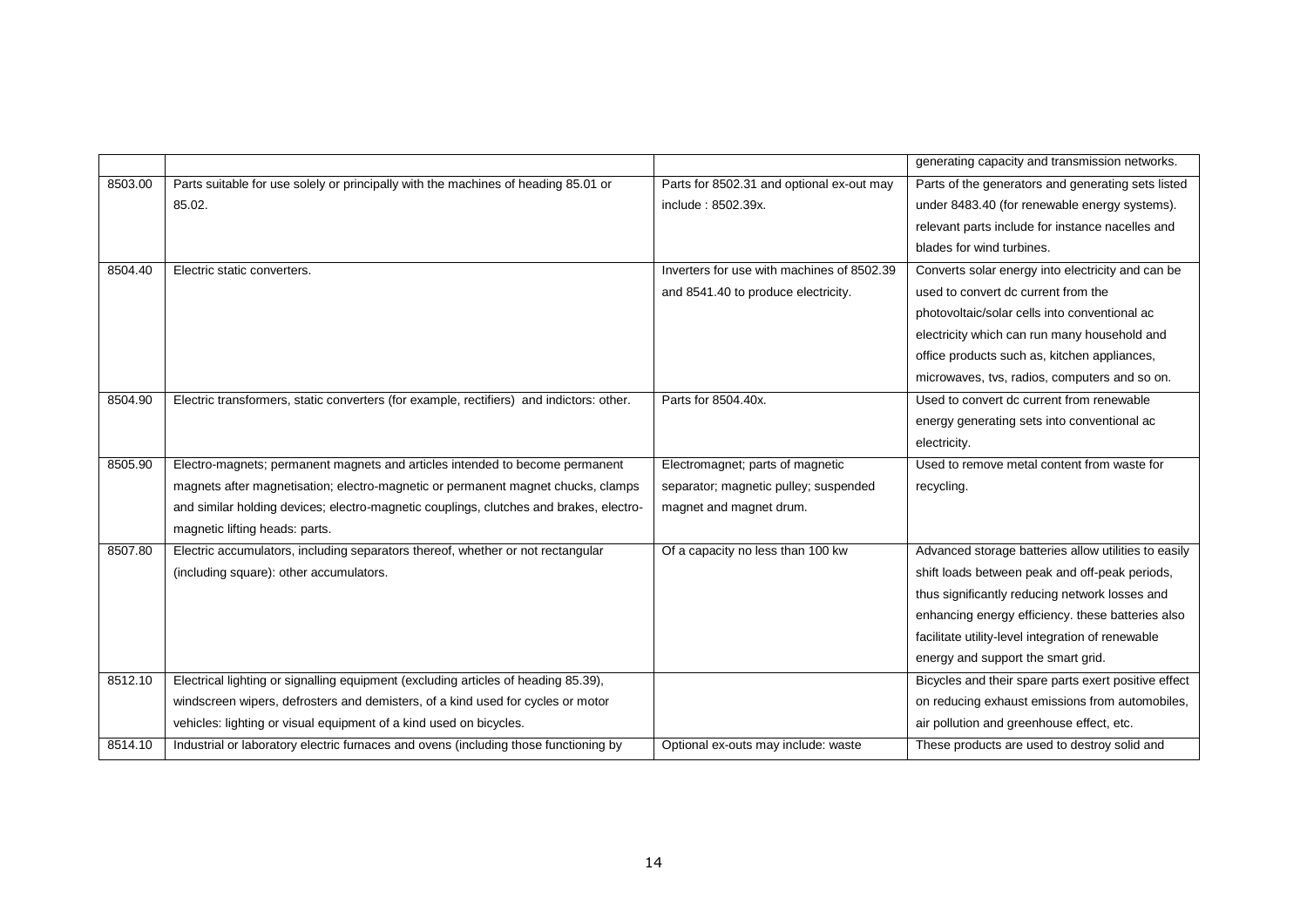| | | | |
|---|---|---|---|
| | | | generating capacity and transmission networks. |
| 8503.00 | Parts suitable for use solely or principally with the machines of heading 85.01 or 85.02. | Parts for 8502.31 and optional ex-out may include : 8502.39x. | Parts of the generators and generating sets listed under 8483.40 (for renewable energy systems). relevant parts include for instance nacelles and blades for wind turbines. |
| 8504.40 | Electric static converters. | Inverters for use with machines of 8502.39 and 8541.40 to produce electricity. | Converts solar energy into electricity and can be used to convert dc current from the photovoltaic/solar cells into conventional ac electricity which can run many household and office products such as, kitchen appliances, microwaves, tvs, radios, computers and so on. |
| 8504.90 | Electric transformers, static converters (for example, rectifiers) and indictors: other. | Parts for 8504.40x. | Used to convert dc current from renewable energy generating sets into conventional ac electricity. |
| 8505.90 | Electro-magnets; permanent magnets and articles intended to become permanent magnets after magnetisation; electro-magnetic or permanent magnet chucks, clamps and similar holding devices; electro-magnetic couplings, clutches and brakes, electro-magnetic lifting heads: parts. | Electromagnet; parts of magnetic separator; magnetic pulley; suspended magnet and magnet drum. | Used to remove metal content from waste for recycling. |
| 8507.80 | Electric accumulators, including separators thereof, whether or not rectangular (including square): other accumulators. | Of a capacity no less than 100 kw | Advanced storage batteries allow utilities to easily shift loads between peak and off-peak periods, thus significantly reducing network losses and enhancing energy efficiency. these batteries also facilitate utility-level integration of renewable energy and support the smart grid. |
| 8512.10 | Electrical lighting or signalling equipment (excluding articles of heading 85.39), windscreen wipers, defrosters and demisters, of a kind used for cycles or motor vehicles: lighting or visual equipment of a kind used on bicycles. | | Bicycles and their spare parts exert positive effect on reducing exhaust emissions from automobiles, air pollution and greenhouse effect, etc. |
| 8514.10 | Industrial or laboratory electric furnaces and ovens (including those functioning by | Optional ex-outs may include: waste | These products are used to destroy solid and |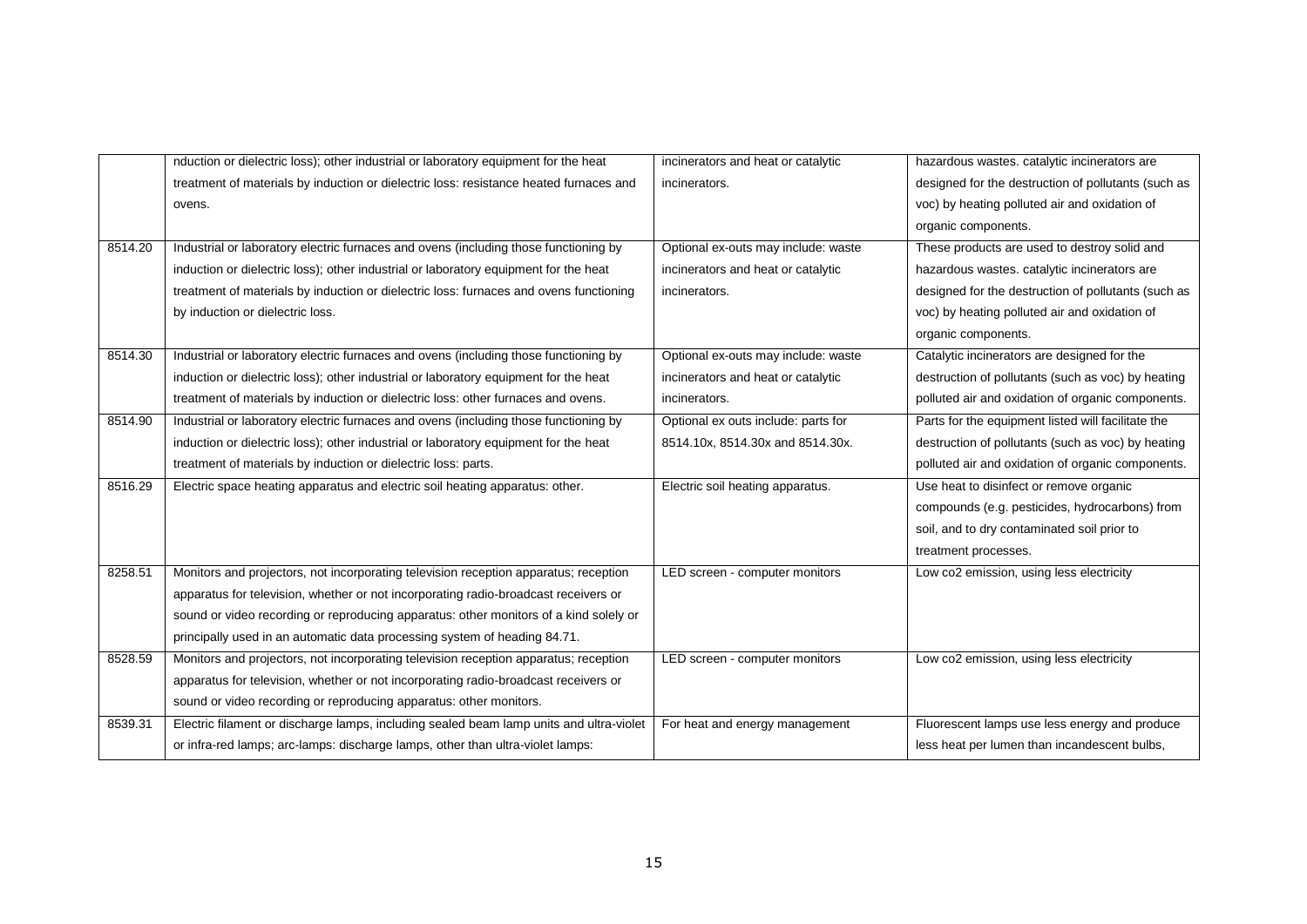| | | | |
|---|---|---|---|
| | nduction or dielectric loss); other industrial or laboratory equipment for the heat treatment of materials by induction or dielectric loss: resistance heated furnaces and ovens. | incinerators and heat or catalytic incinerators. | hazardous wastes. catalytic incinerators are designed for the destruction of pollutants (such as voc) by heating polluted air and oxidation of organic components. |
| 8514.20 | Industrial or laboratory electric furnaces and ovens (including those functioning by induction or dielectric loss); other industrial or laboratory equipment for the heat treatment of materials by induction or dielectric loss: furnaces and ovens functioning by induction or dielectric loss. | Optional ex-outs may include: waste incinerators and heat or catalytic incinerators. | These products are used to destroy solid and hazardous wastes. catalytic incinerators are designed for the destruction of pollutants (such as voc) by heating polluted air and oxidation of organic components. |
| 8514.30 | Industrial or laboratory electric furnaces and ovens (including those functioning by induction or dielectric loss); other industrial or laboratory equipment for the heat treatment of materials by induction or dielectric loss: other furnaces and ovens. | Optional ex-outs may include: waste incinerators and heat or catalytic incinerators. | Catalytic incinerators are designed for the destruction of pollutants (such as voc) by heating polluted air and oxidation of organic components. |
| 8514.90 | Industrial or laboratory electric furnaces and ovens (including those functioning by induction or dielectric loss); other industrial or laboratory equipment for the heat treatment of materials by induction or dielectric loss: parts. | Optional ex outs include: parts for 8514.10x, 8514.30x and 8514.30x. | Parts for the equipment listed will facilitate the destruction of pollutants (such as voc) by heating polluted air and oxidation of organic components. |
| 8516.29 | Electric space heating apparatus and electric soil heating apparatus: other. | Electric soil heating apparatus. | Use heat to disinfect or remove organic compounds (e.g. pesticides, hydrocarbons) from soil, and to dry contaminated soil prior to treatment processes. |
| 8258.51 | Monitors and projectors, not incorporating television reception apparatus; reception apparatus for television, whether or not incorporating radio-broadcast receivers or sound or video recording or reproducing apparatus: other monitors of a kind solely or principally used in an automatic data processing system of heading 84.71. | LED screen - computer monitors | Low co2 emission, using less electricity |
| 8528.59 | Monitors and projectors, not incorporating television reception apparatus; reception apparatus for television, whether or not incorporating radio-broadcast receivers or sound or video recording or reproducing apparatus: other monitors. | LED screen - computer monitors | Low co2 emission, using less electricity |
| 8539.31 | Electric filament or discharge lamps, including sealed beam lamp units and ultra-violet or infra-red lamps; arc-lamps: discharge lamps, other than ultra-violet lamps: | For heat and energy management | Fluorescent lamps use less energy and produce less heat per lumen than incandescent bulbs, |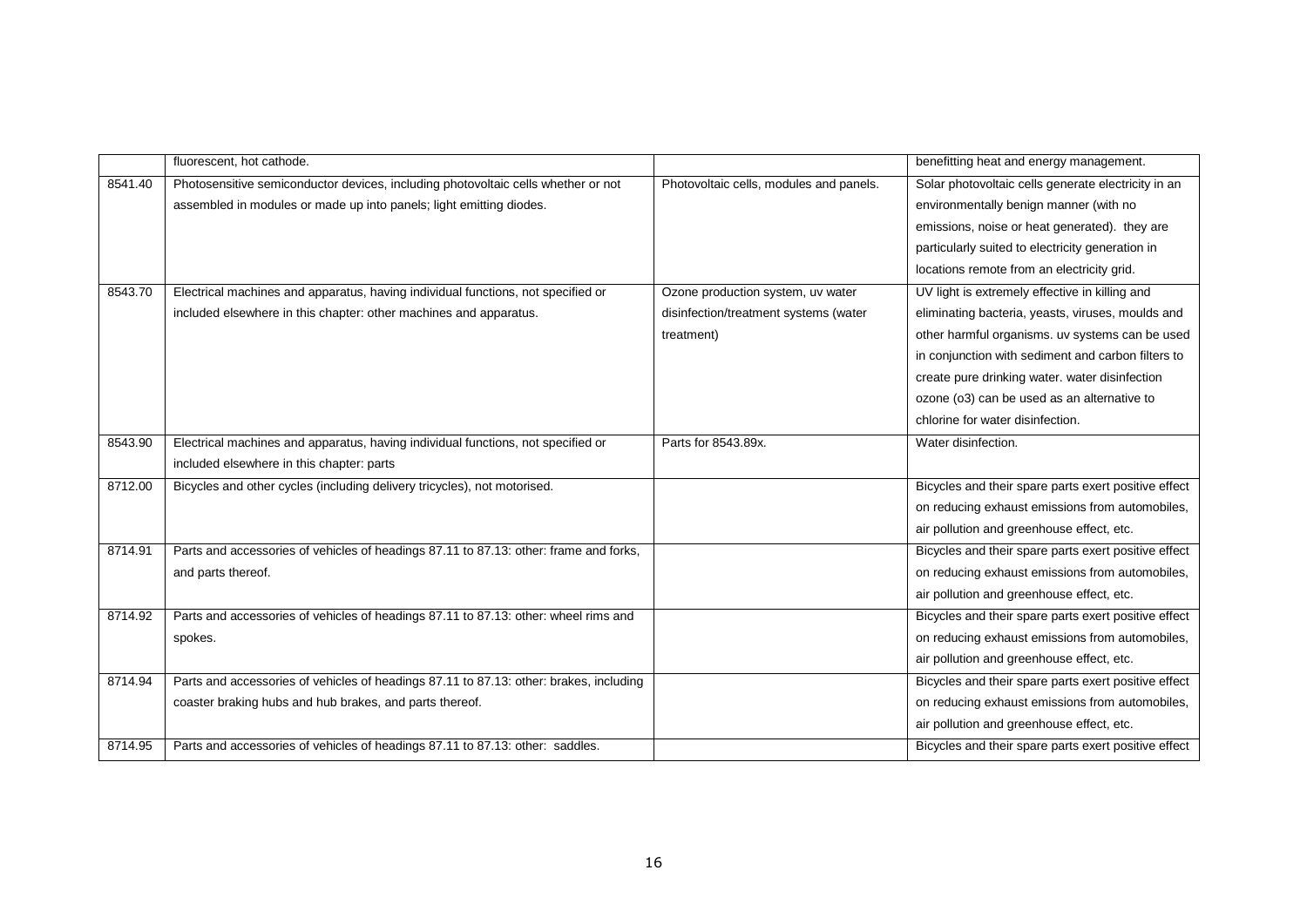| | | | |
|---|---|---|---|
| | fluorescent, hot cathode. | | benefitting heat and energy management. |
| 8541.40 | Photosensitive semiconductor devices, including photovoltaic cells whether or not assembled in modules or made up into panels; light emitting diodes. | Photovoltaic cells, modules and panels. | Solar photovoltaic cells generate electricity in an environmentally benign manner (with no emissions, noise or heat generated). they are particularly suited to electricity generation in locations remote from an electricity grid. |
| 8543.70 | Electrical machines and apparatus, having individual functions, not specified or included elsewhere in this chapter: other machines and apparatus. | Ozone production system, uv water disinfection/treatment systems (water treatment) | UV light is extremely effective in killing and eliminating bacteria, yeasts, viruses, moulds and other harmful organisms. uv systems can be used in conjunction with sediment and carbon filters to create pure drinking water. water disinfection ozone (o3) can be used as an alternative to chlorine for water disinfection. |
| 8543.90 | Electrical machines and apparatus, having individual functions, not specified or included elsewhere in this chapter: parts | Parts for 8543.89x. | Water disinfection. |
| 8712.00 | Bicycles and other cycles (including delivery tricycles), not motorised. | | Bicycles and their spare parts exert positive effect on reducing exhaust emissions from automobiles, air pollution and greenhouse effect, etc. |
| 8714.91 | Parts and accessories of vehicles of headings 87.11 to 87.13: other: frame and forks, and parts thereof. | | Bicycles and their spare parts exert positive effect on reducing exhaust emissions from automobiles, air pollution and greenhouse effect, etc. |
| 8714.92 | Parts and accessories of vehicles of headings 87.11 to 87.13: other: wheel rims and spokes. | | Bicycles and their spare parts exert positive effect on reducing exhaust emissions from automobiles, air pollution and greenhouse effect, etc. |
| 8714.94 | Parts and accessories of vehicles of headings 87.11 to 87.13: other: brakes, including coaster braking hubs and hub brakes, and parts thereof. | | Bicycles and their spare parts exert positive effect on reducing exhaust emissions from automobiles, air pollution and greenhouse effect, etc. |
| 8714.95 | Parts and accessories of vehicles of headings 87.11 to 87.13: other: saddles. | | Bicycles and their spare parts exert positive effect |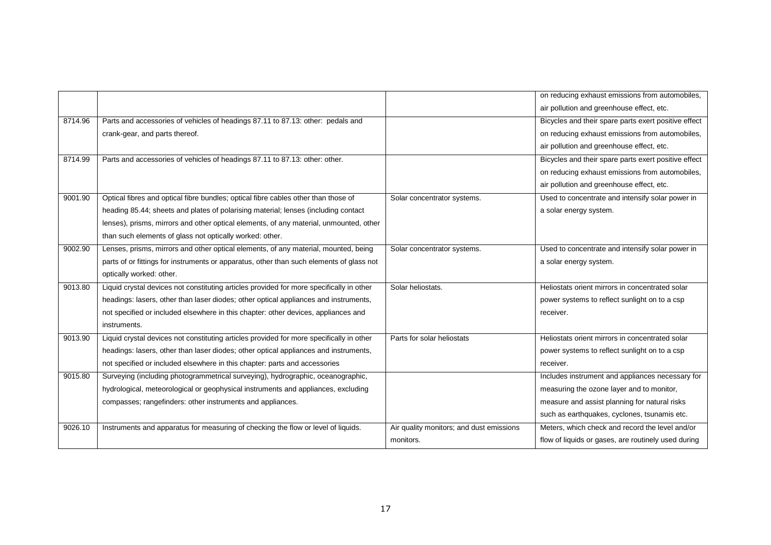| | | | |
|---|---|---|---|
| | | | on reducing exhaust emissions from automobiles, air pollution and greenhouse effect, etc. |
| 8714.96 | Parts and accessories of vehicles of headings 87.11 to 87.13: other: pedals and crank-gear, and parts thereof. | | Bicycles and their spare parts exert positive effect on reducing exhaust emissions from automobiles, air pollution and greenhouse effect, etc. |
| 8714.99 | Parts and accessories of vehicles of headings 87.11 to 87.13: other: other. | | Bicycles and their spare parts exert positive effect on reducing exhaust emissions from automobiles, air pollution and greenhouse effect, etc. |
| 9001.90 | Optical fibres and optical fibre bundles; optical fibre cables other than those of heading 85.44; sheets and plates of polarising material; lenses (including contact lenses), prisms, mirrors and other optical elements, of any material, unmounted, other than such elements of glass not optically worked: other. | Solar concentrator systems. | Used to concentrate and intensify solar power in a solar energy system. |
| 9002.90 | Lenses, prisms, mirrors and other optical elements, of any material, mounted, being parts of or fittings for instruments or apparatus, other than such elements of glass not optically worked: other. | Solar concentrator systems. | Used to concentrate and intensify solar power in a solar energy system. |
| 9013.80 | Liquid crystal devices not constituting articles provided for more specifically in other headings: lasers, other than laser diodes; other optical appliances and instruments, not specified or included elsewhere in this chapter: other devices, appliances and instruments. | Solar heliostats. | Heliostats orient mirrors in concentrated solar power systems to reflect sunlight on to a csp receiver. |
| 9013.90 | Liquid crystal devices not constituting articles provided for more specifically in other headings: lasers, other than laser diodes; other optical appliances and instruments, not specified or included elsewhere in this chapter: parts and accessories | Parts for solar heliostats | Heliostats orient mirrors in concentrated solar power systems to reflect sunlight on to a csp receiver. |
| 9015.80 | Surveying (including photogrammetrical surveying), hydrographic, oceanographic, hydrological, meteorological or geophysical instruments and appliances, excluding compasses; rangefinders: other instruments and appliances. | | Includes instrument and appliances necessary for measuring the ozone layer and to monitor, measure and assist planning for natural risks such as earthquakes, cyclones, tsunamis etc. |
| 9026.10 | Instruments and apparatus for measuring of checking the flow or level of liquids. | Air quality monitors; and dust emissions monitors. | Meters, which check and record the level and/or flow of liquids or gases, are routinely used during |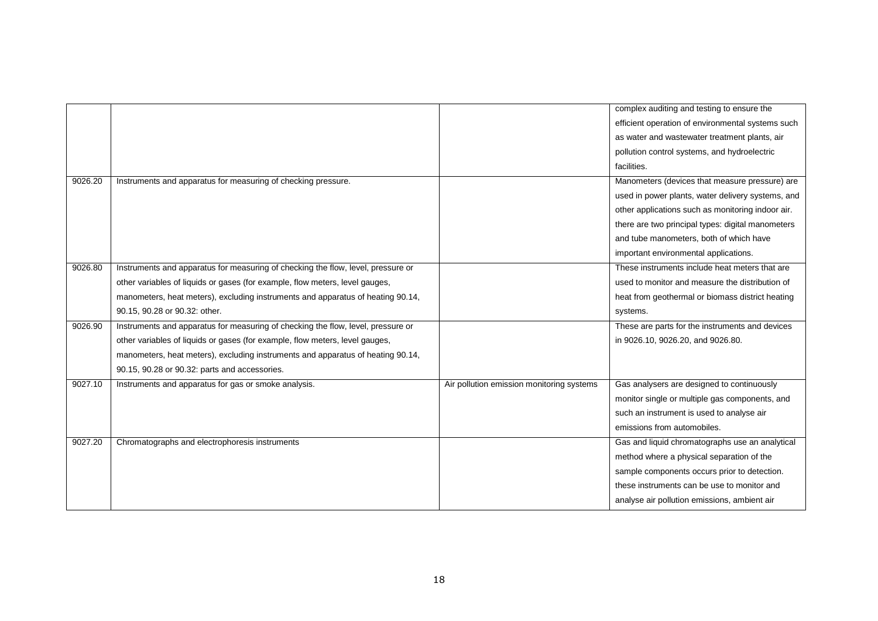|  |  |  |  |
| --- | --- | --- | --- |
|  |  |  | complex auditing and testing to ensure the efficient operation of environmental systems such as water and wastewater treatment plants, air pollution control systems, and hydroelectric facilities. |
| 9026.20 | Instruments and apparatus for measuring of checking pressure. |  | Manometers (devices that measure pressure) are used in power plants, water delivery systems, and other applications such as monitoring indoor air. there are two principal types: digital manometers and tube manometers, both of which have important environmental applications. |
| 9026.80 | Instruments and apparatus for measuring of checking the flow, level, pressure or other variables of liquids or gases (for example, flow meters, level gauges, manometers, heat meters), excluding instruments and apparatus of heating 90.14, 90.15, 90.28 or 90.32: other. |  | These instruments include heat meters that are used to monitor and measure the distribution of heat from geothermal or biomass district heating systems. |
| 9026.90 | Instruments and apparatus for measuring of checking the flow, level, pressure or other variables of liquids or gases (for example, flow meters, level gauges, manometers, heat meters), excluding instruments and apparatus of heating 90.14, 90.15, 90.28 or 90.32: parts and accessories. |  | These are parts for the instruments and devices in 9026.10, 9026.20, and 9026.80. |
| 9027.10 | Instruments and apparatus for gas or smoke analysis. | Air pollution emission monitoring systems | Gas analysers are designed to continuously monitor single or multiple gas components, and such an instrument is used to analyse air emissions from automobiles. |
| 9027.20 | Chromatographs and electrophoresis instruments |  | Gas and liquid chromatographs use an analytical method where a physical separation of the sample components occurs prior to detection. these instruments can be use to monitor and analyse air pollution emissions, ambient air |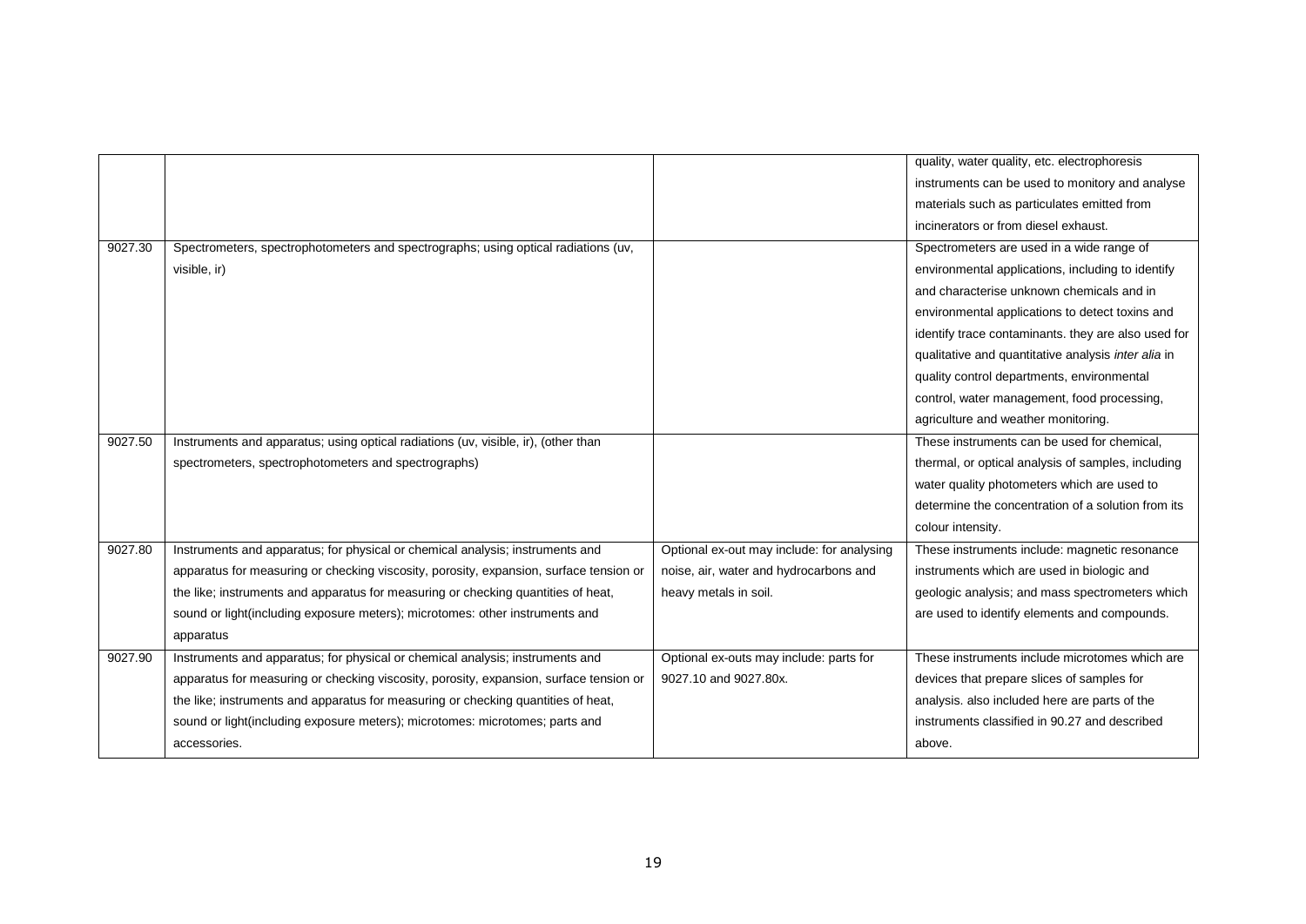| | | | |
|---|---|---|---|
| | | | quality, water quality, etc. electrophoresis instruments can be used to monitory and analyse materials such as particulates emitted from incinerators or from diesel exhaust. |
| 9027.30 | Spectrometers, spectrophotometers and spectrographs; using optical radiations (uv, visible, ir) | | Spectrometers are used in a wide range of environmental applications, including to identify and characterise unknown chemicals and in environmental applications to detect toxins and identify trace contaminants. they are also used for qualitative and quantitative analysis *inter alia* in quality control departments, environmental control, water management, food processing, agriculture and weather monitoring. |
| 9027.50 | Instruments and apparatus; using optical radiations (uv, visible, ir), (other than spectrometers, spectrophotometers and spectrographs) | | These instruments can be used for chemical, thermal, or optical analysis of samples, including water quality photometers which are used to determine the concentration of a solution from its colour intensity. |
| 9027.80 | Instruments and apparatus; for physical or chemical analysis; instruments and apparatus for measuring or checking viscosity, porosity, expansion, surface tension or the like; instruments and apparatus for measuring or checking quantities of heat, sound or light(including exposure meters); microtomes: other instruments and apparatus | Optional ex-out may include: for analysing noise, air, water and hydrocarbons and heavy metals in soil. | These instruments include: magnetic resonance instruments which are used in biologic and geologic analysis; and mass spectrometers which are used to identify elements and compounds. |
| 9027.90 | Instruments and apparatus; for physical or chemical analysis; instruments and apparatus for measuring or checking viscosity, porosity, expansion, surface tension or the like; instruments and apparatus for measuring or checking quantities of heat, sound or light(including exposure meters); microtomes: microtomes; parts and accessories. | Optional ex-outs may include: parts for 9027.10 and 9027.80x. | These instruments include microtomes which are devices that prepare slices of samples for analysis. also included here are parts of the instruments classified in 90.27 and described above. |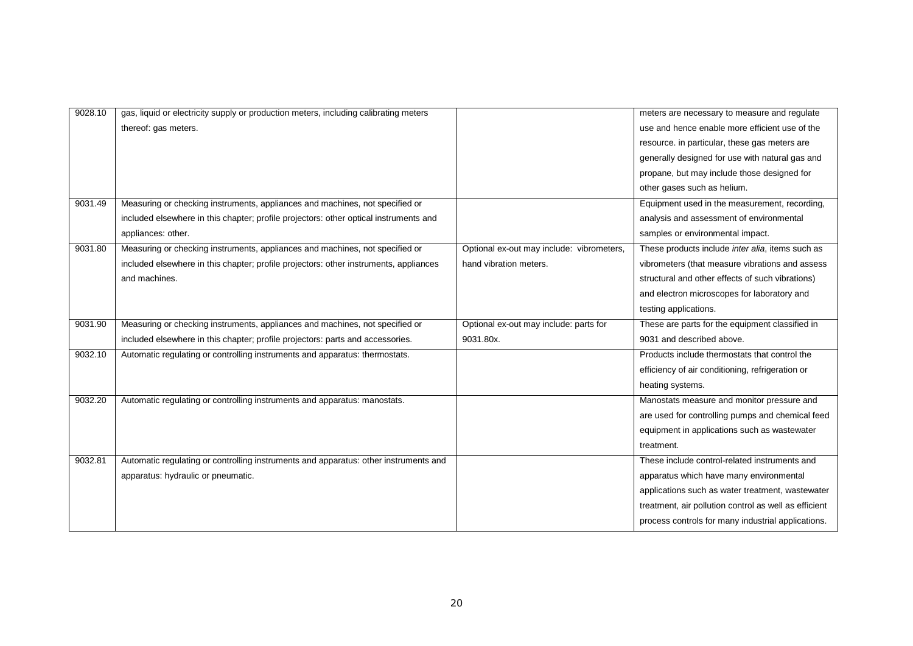| 9028.10 | gas, liquid or electricity supply or production meters, including calibrating meters thereof: gas meters. | | meters are necessary to measure and regulate use and hence enable more efficient use of the resource. in particular, these gas meters are generally designed for use with natural gas and propane, but may include those designed for other gases such as helium. |
|---|---|---|---|
| 9031.49 | Measuring or checking instruments, appliances and machines, not specified or included elsewhere in this chapter; profile projectors: other optical instruments and appliances: other. | | Equipment used in the measurement, recording, analysis and assessment of environmental samples or environmental impact. |
| 9031.80 | Measuring or checking instruments, appliances and machines, not specified or included elsewhere in this chapter; profile projectors: other instruments, appliances and machines. | Optional ex-out may include: vibrometers, hand vibration meters. | These products include *inter alia*, items such as vibrometers (that measure vibrations and assess structural and other effects of such vibrations) and electron microscopes for laboratory and testing applications. |
| 9031.90 | Measuring or checking instruments, appliances and machines, not specified or included elsewhere in this chapter; profile projectors: parts and accessories. | Optional ex-out may include: parts for 9031.80x. | These are parts for the equipment classified in 9031 and described above. |
| 9032.10 | Automatic regulating or controlling instruments and apparatus: thermostats. | | Products include thermostats that control the efficiency of air conditioning, refrigeration or heating systems. |
| 9032.20 | Automatic regulating or controlling instruments and apparatus: manostats. | | Manostats measure and monitor pressure and are used for controlling pumps and chemical feed equipment in applications such as wastewater treatment. |
| 9032.81 | Automatic regulating or controlling instruments and apparatus: other instruments and apparatus: hydraulic or pneumatic. | | These include control-related instruments and apparatus which have many environmental applications such as water treatment, wastewater treatment, air pollution control as well as efficient process controls for many industrial applications. |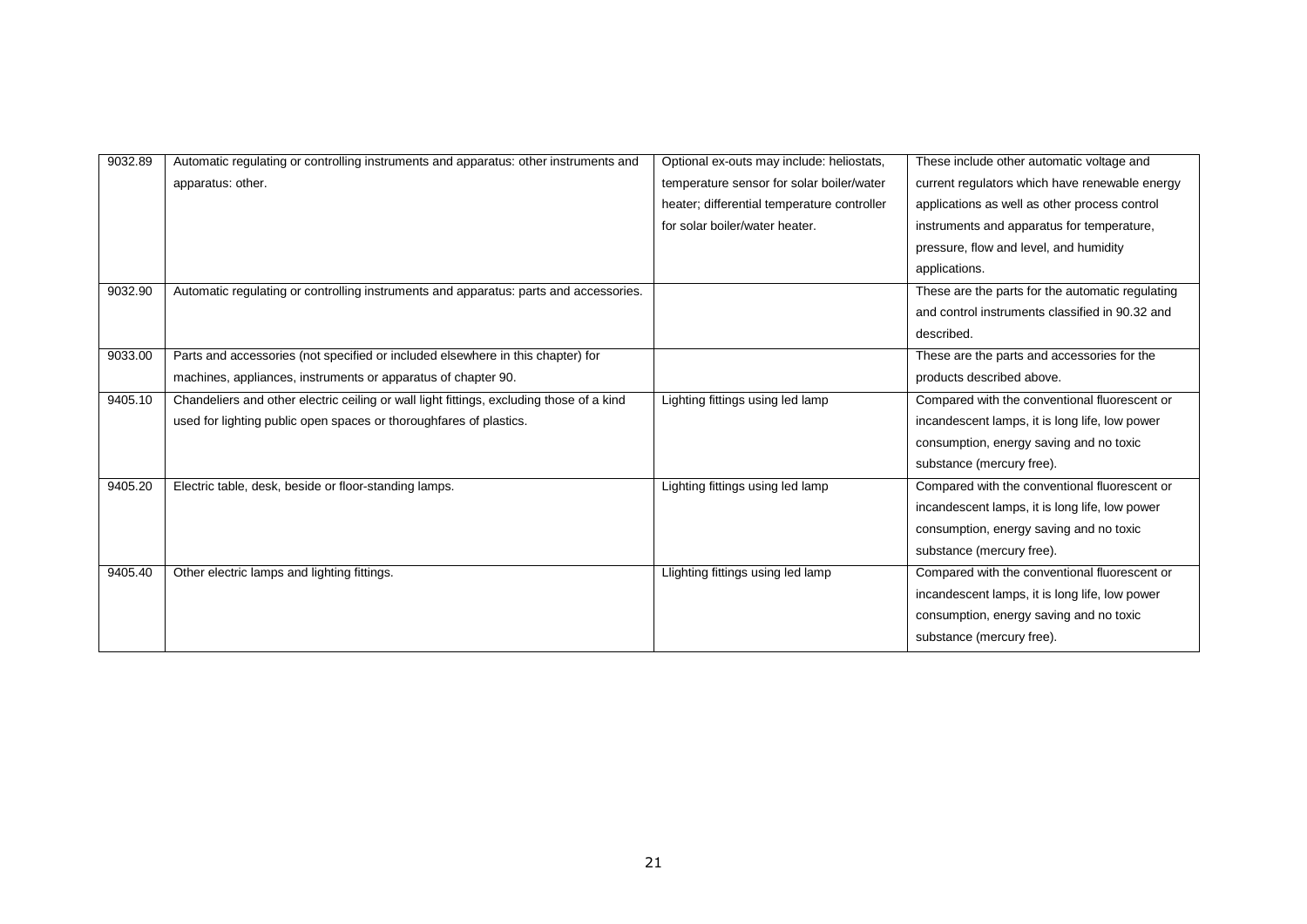| | | | |
|---|---|---|---|
| 9032.89 | Automatic regulating or controlling instruments and apparatus: other instruments and apparatus: other. | Optional ex-outs may include: heliostats, temperature sensor for solar boiler/water heater; differential temperature controller for solar boiler/water heater. | These include other automatic voltage and current regulators which have renewable energy applications as well as other process control instruments and apparatus for temperature, pressure, flow and level, and humidity applications. |
| 9032.90 | Automatic regulating or controlling instruments and apparatus: parts and accessories. | | These are the parts for the automatic regulating and control instruments classified in 90.32 and described. |
| 9033.00 | Parts and accessories (not specified or included elsewhere in this chapter) for machines, appliances, instruments or apparatus of chapter 90. | | These are the parts and accessories for the products described above. |
| 9405.10 | Chandeliers and other electric ceiling or wall light fittings, excluding those of a kind used for lighting public open spaces or thoroughfares of plastics. | Lighting fittings using led lamp | Compared with the conventional fluorescent or incandescent lamps, it is long life, low power consumption, energy saving and no toxic substance (mercury free). |
| 9405.20 | Electric table, desk, beside or floor-standing lamps. | Lighting fittings using led lamp | Compared with the conventional fluorescent or incandescent lamps, it is long life, low power consumption, energy saving and no toxic substance (mercury free). |
| 9405.40 | Other electric lamps and lighting fittings. | Llighting fittings using led lamp | Compared with the conventional fluorescent or incandescent lamps, it is long life, low power consumption, energy saving and no toxic substance (mercury free). |